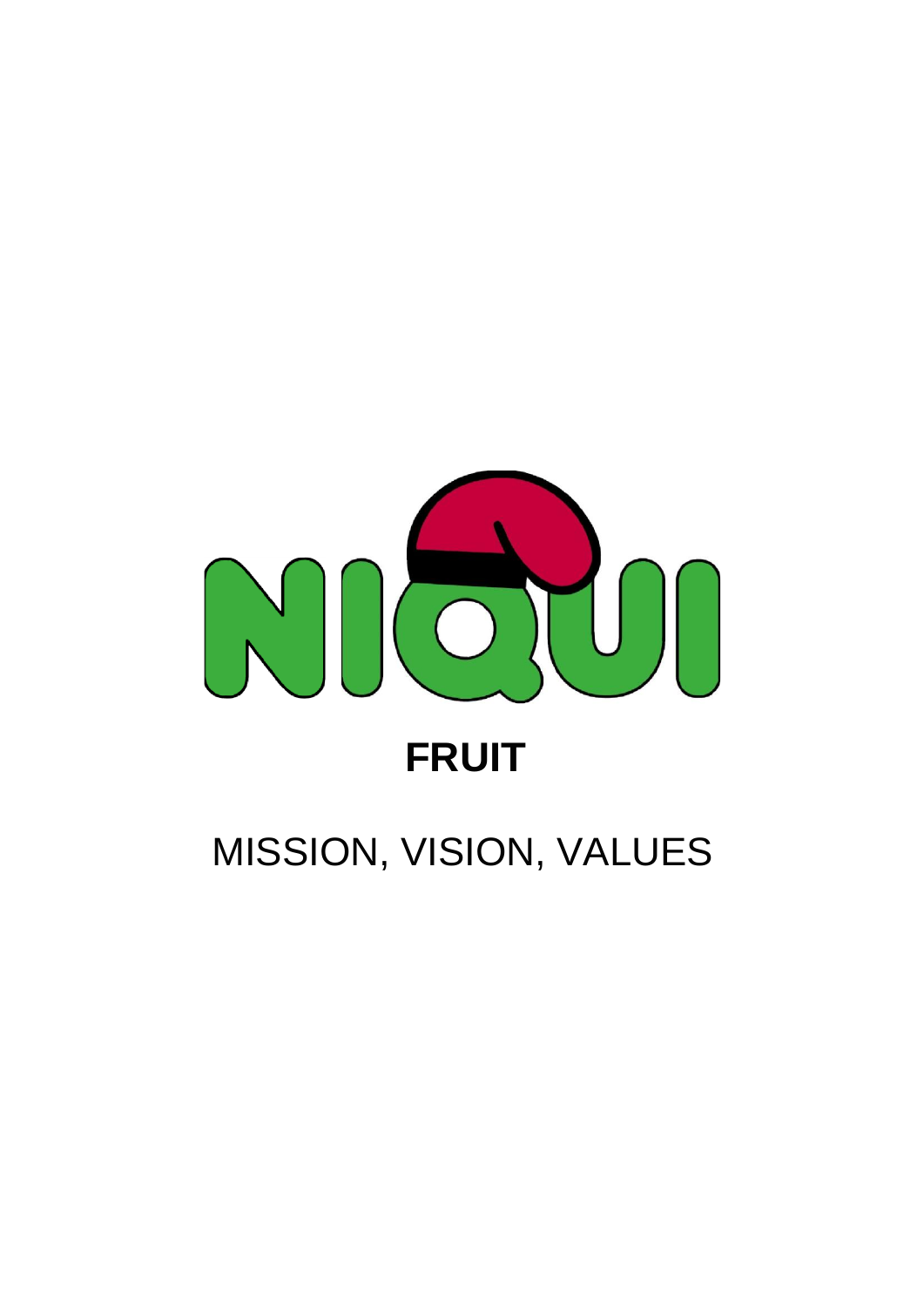# NIQUI

## FRUIT

MISSION, VISION, VALUES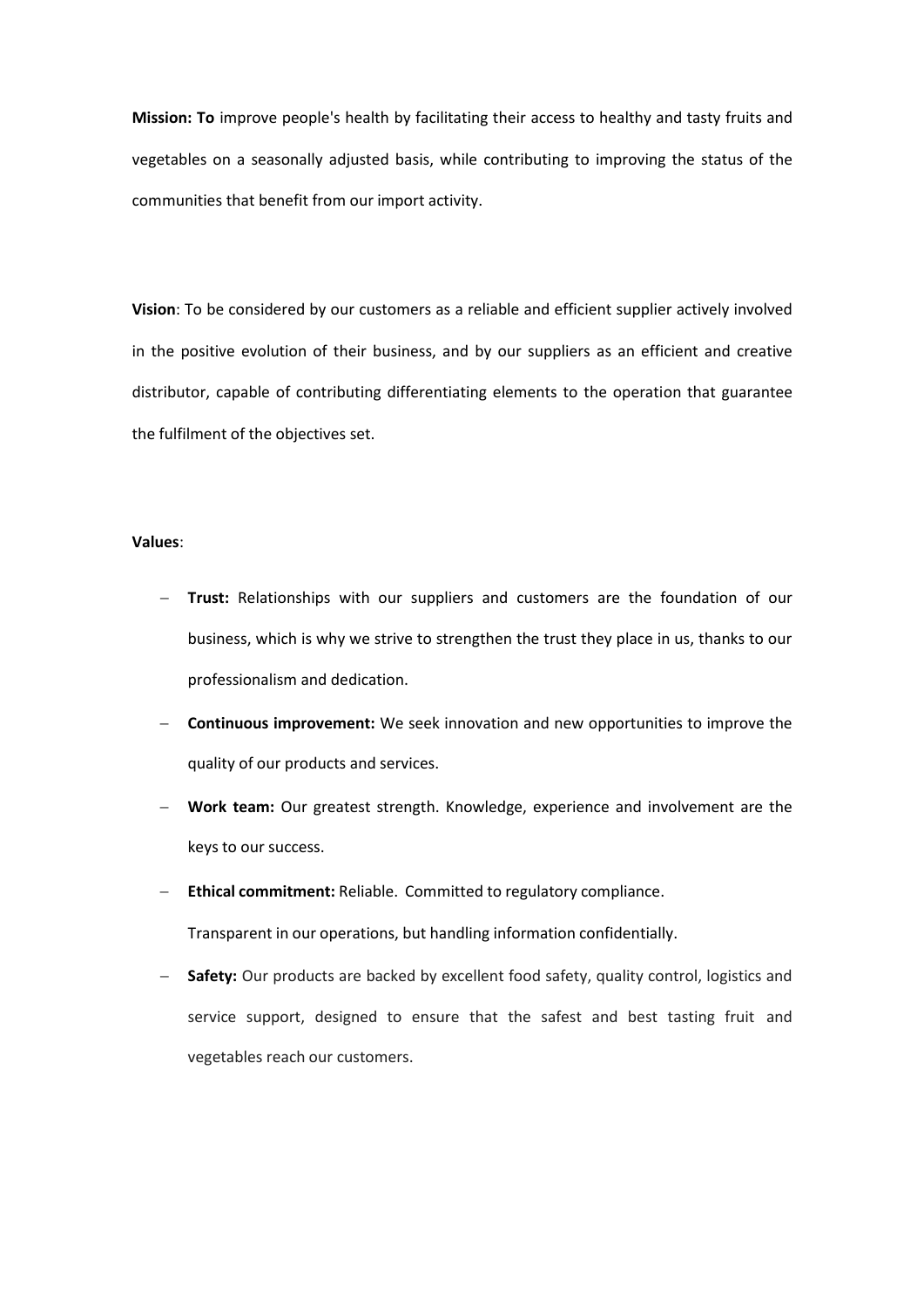**Mission: To** improve people's health by facilitating their access to healthy and tasty fruits and vegetables on a seasonally adjusted basis, while contributing to improving the status of the communities that benefit from our import activity.

**Vision**: To be considered by our customers as a reliable and efficient supplier actively involved in the positive evolution of their business, and by our suppliers as an efficient and creative distributor, capable of contributing differentiating elements to the operation that guarantee the fulfilment of the objectives set.

**Values**:

- **Trust:** Relationships with our suppliers and customers are the foundation of our business, which is why we strive to strengthen the trust they place in us, thanks to our professionalism and dedication.
- **Continuous improvement:** We seek innovation and new opportunities to improve the quality of our products and services.
- **Work team:** Our greatest strength. Knowledge, experience and involvement are the keys to our success.
- **Ethical commitment:** Reliable. Committed to regulatory compliance.

  Transparent in our operations, but handling information confidentially.
- **Safety:** Our products are backed by excellent food safety, quality control, logistics and service support, designed to ensure that the safest and best tasting fruit and vegetables reach our customers.